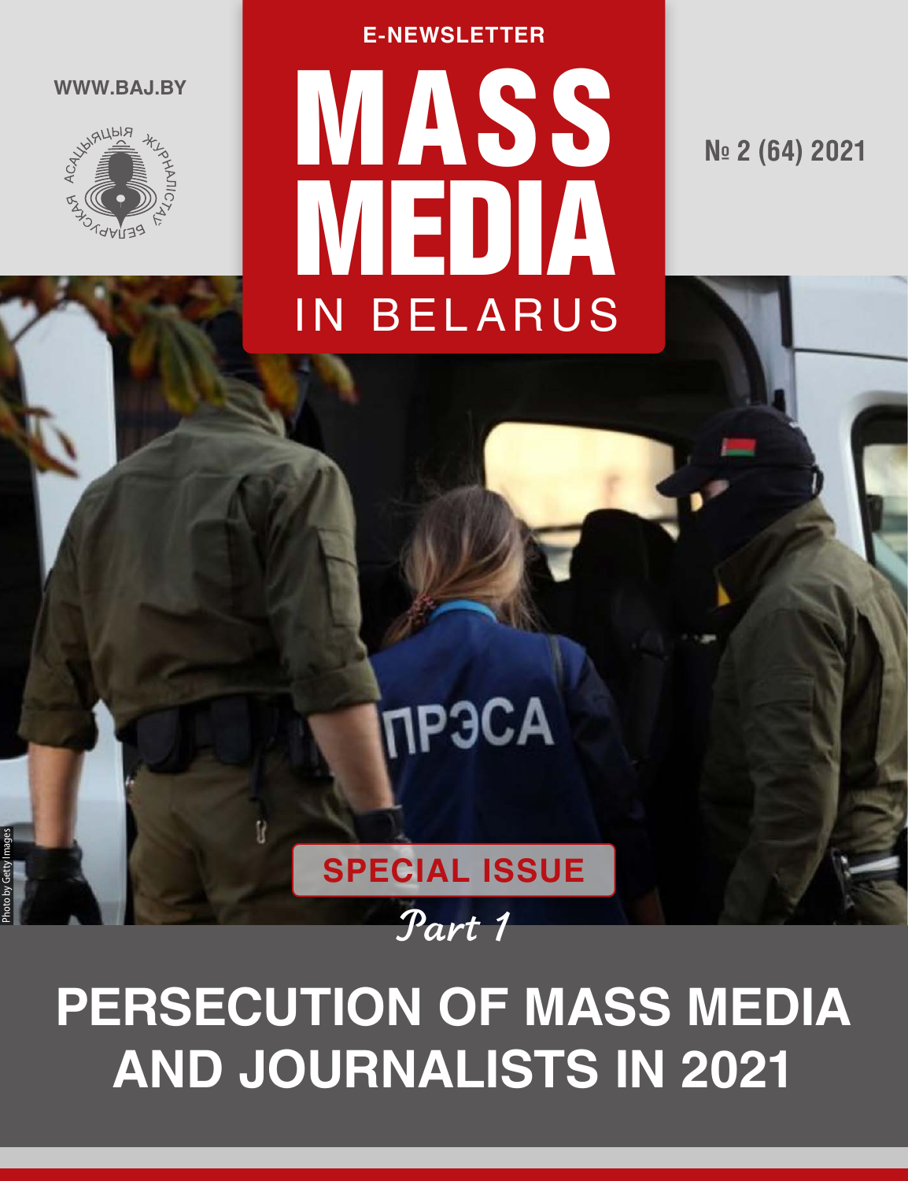WWW.BAJ.BY

E-NEWSLETTER

# MASS MEDIA IN BELARUS

№ 2 (64) 2021

Photo by Getty Images

**SPECIAL ISSUE**

*Part 1*

# PERSECUTION OF MASS MEDIA AND JOURNALISTS IN 2021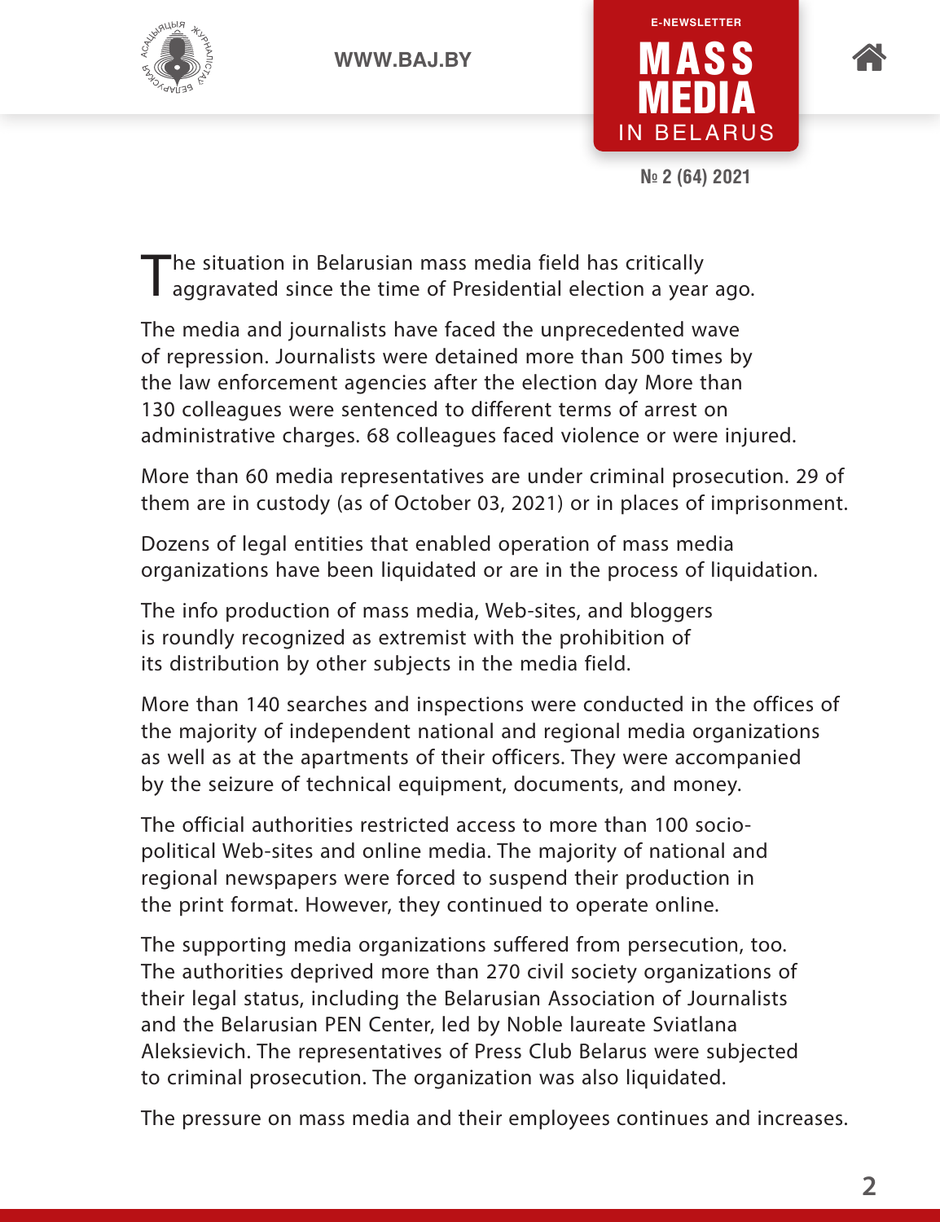The situation in Belarusian mass media field has critically aggravated since the time of Presidential election a year ago.

The media and journalists have faced the unprecedented wave of repression. Journalists were detained more than 500 times by the law enforcement agencies after the election day More than 130 colleagues were sentenced to different terms of arrest on administrative charges. 68 colleagues faced violence or were injured.

More than 60 media representatives are under criminal prosecution. 29 of them are in custody (as of October 03, 2021) or in places of imprisonment.

Dozens of legal entities that enabled operation of mass media organizations have been liquidated or are in the process of liquidation.

The info production of mass media, Web-sites, and bloggers is roundly recognized as extremist with the prohibition of its distribution by other subjects in the media field.

More than 140 searches and inspections were conducted in the offices of the majority of independent national and regional media organizations as well as at the apartments of their officers. They were accompanied by the seizure of technical equipment, documents, and money.

The official authorities restricted access to more than 100 socio-political Web-sites and online media. The majority of national and regional newspapers were forced to suspend their production in the print format. However, they continued to operate online.

The supporting media organizations suffered from persecution, too. The authorities deprived more than 270 civil society organizations of their legal status, including the Belarusian Association of Journalists and the Belarusian PEN Center, led by Noble laureate Sviatlana Aleksievich. The representatives of Press Club Belarus were subjected to criminal prosecution. The organization was also liquidated.

The pressure on mass media and their employees continues and increases.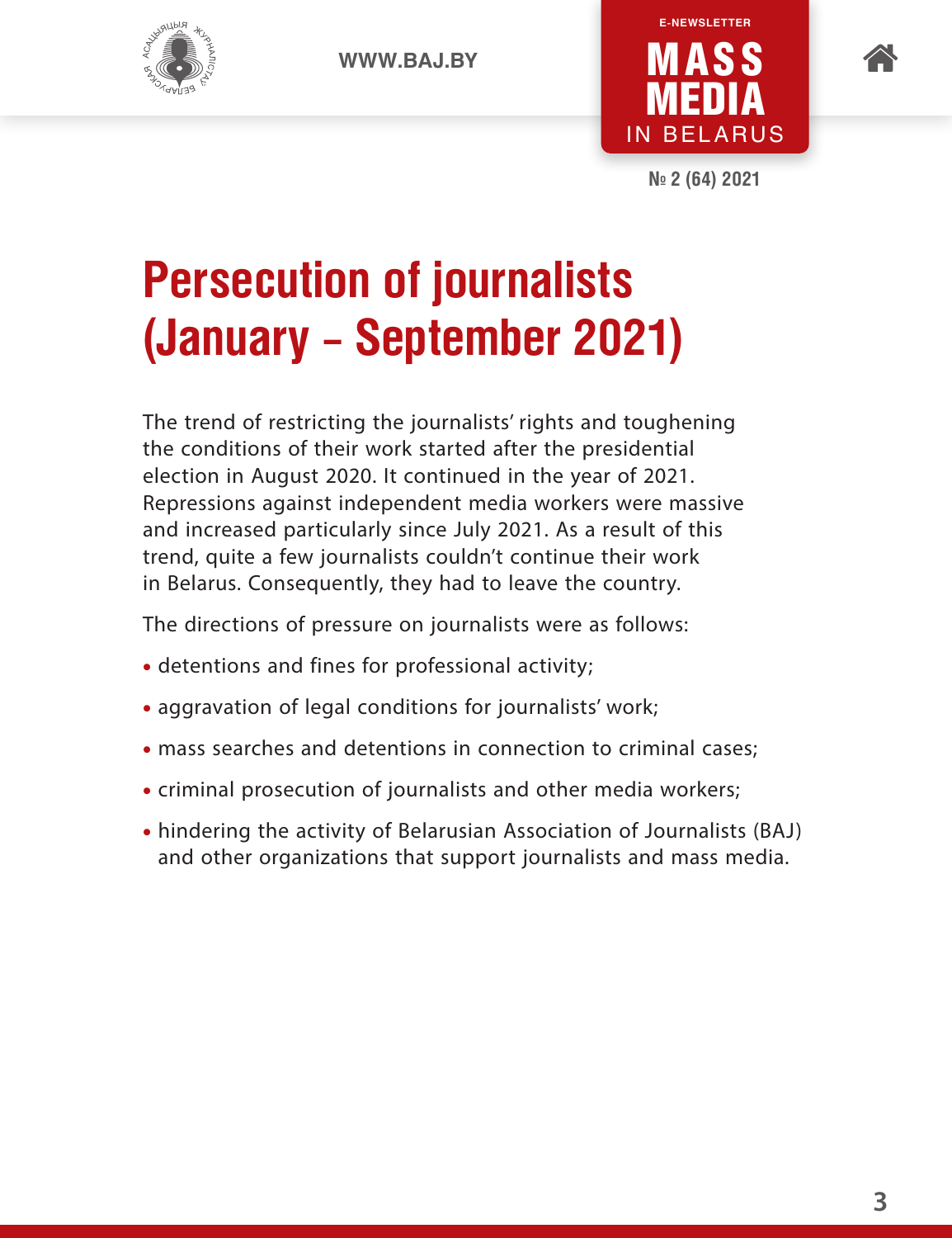# Persecution of journalists (January – September 2021)

The trend of restricting the journalists' rights and toughening the conditions of their work started after the presidential election in August 2020. It continued in the year of 2021. Repressions against independent media workers were massive and increased particularly since July 2021. As a result of this trend, quite a few journalists couldn't continue their work in Belarus. Consequently, they had to leave the country.

The directions of pressure on journalists were as follows:

- detentions and fines for professional activity;
- aggravation of legal conditions for journalists' work;
- mass searches and detentions in connection to criminal cases;
- criminal prosecution of journalists and other media workers;
- hindering the activity of Belarusian Association of Journalists (BAJ) and other organizations that support journalists and mass media.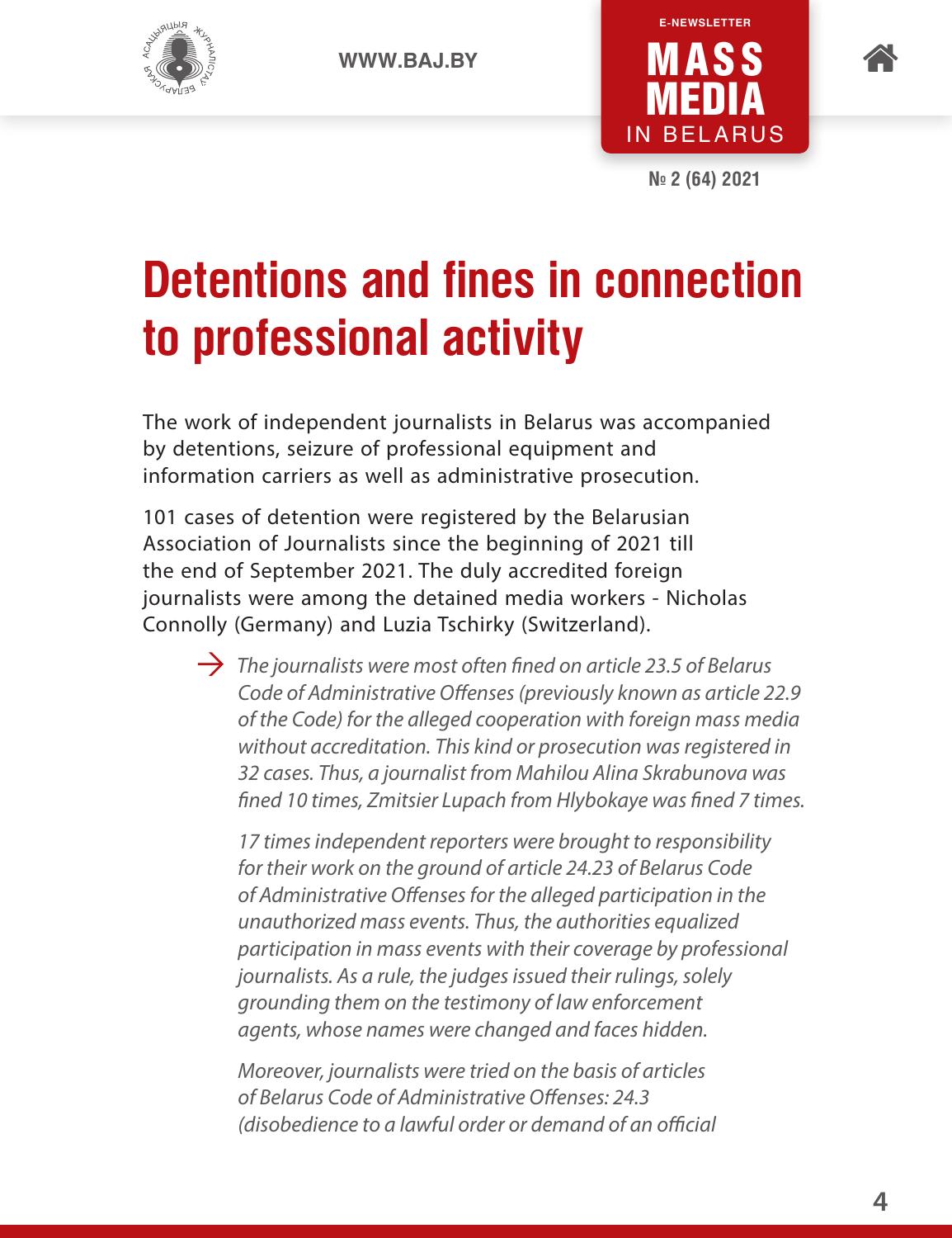# Detentions and fines in connection to professional activity

The work of independent journalists in Belarus was accompanied by detentions, seizure of professional equipment and information carriers as well as administrative prosecution.

101 cases of detention were registered by the Belarusian Association of Journalists since the beginning of 2021 till the end of September 2021. The duly accredited foreign journalists were among the detained media workers - Nicholas Connolly (Germany) and Luzia Tschirky (Switzerland).

→ *The journalists were most often fined on article 23.5 of Belarus Code of Administrative Offenses (previously known as article 22.9 of the Code) for the alleged cooperation with foreign mass media without accreditation. This kind or prosecution was registered in 32 cases. Thus, a journalist from Mahilou Alina Skrabunova was fined 10 times, Zmitsier Lupach from Hlybokaye was fined 7 times.*

*17 times independent reporters were brought to responsibility for their work on the ground of article 24.23 of Belarus Code of Administrative Offenses for the alleged participation in the unauthorized mass events. Thus, the authorities equalized participation in mass events with their coverage by professional journalists. As a rule, the judges issued their rulings, solely grounding them on the testimony of law enforcement agents, whose names were changed and faces hidden.*

*Moreover, journalists were tried on the basis of articles of Belarus Code of Administrative Offenses: 24.3 (disobedience to a lawful order or demand of an official*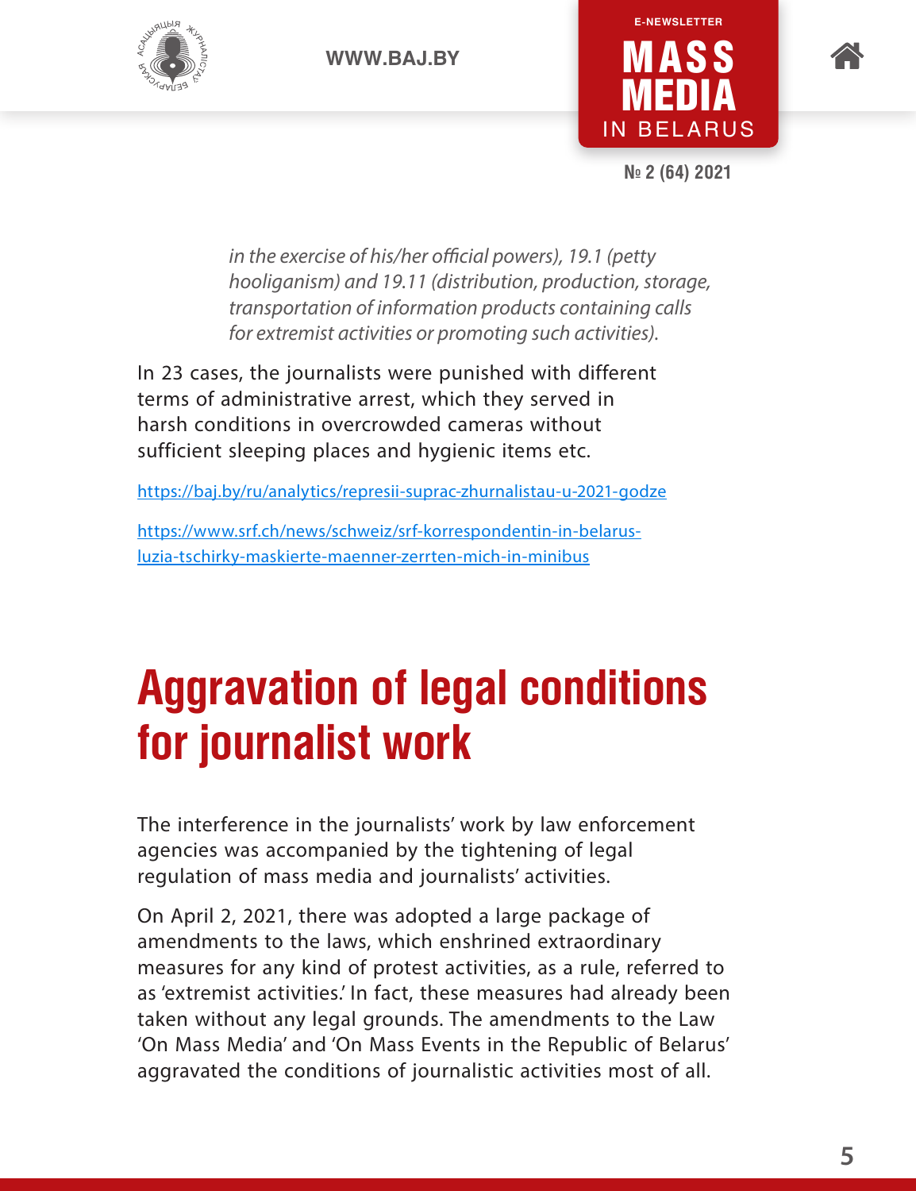*in the exercise of his/her official powers), 19.1 (petty hooliganism) and 19.11 (distribution, production, storage, transportation of information products containing calls for extremist activities or promoting such activities).*

In 23 cases, the journalists were punished with different terms of administrative arrest, which they served in harsh conditions in overcrowded cameras without sufficient sleeping places and hygienic items etc.

https://baj.by/ru/analytics/represii-suprac-zhurnalistau-u-2021-godze

https://www.srf.ch/news/schweiz/srf-korrespondentin-in-belarus-luzia-tschirky-maskierte-maenner-zerrten-mich-in-minibus

# Aggravation of legal conditions for journalist work

The interference in the journalists' work by law enforcement agencies was accompanied by the tightening of legal regulation of mass media and journalists' activities.

On April 2, 2021, there was adopted a large package of amendments to the laws, which enshrined extraordinary measures for any kind of protest activities, as a rule, referred to as 'extremist activities.' In fact, these measures had already been taken without any legal grounds. The amendments to the Law 'On Mass Media' and 'On Mass Events in the Republic of Belarus' aggravated the conditions of journalistic activities most of all.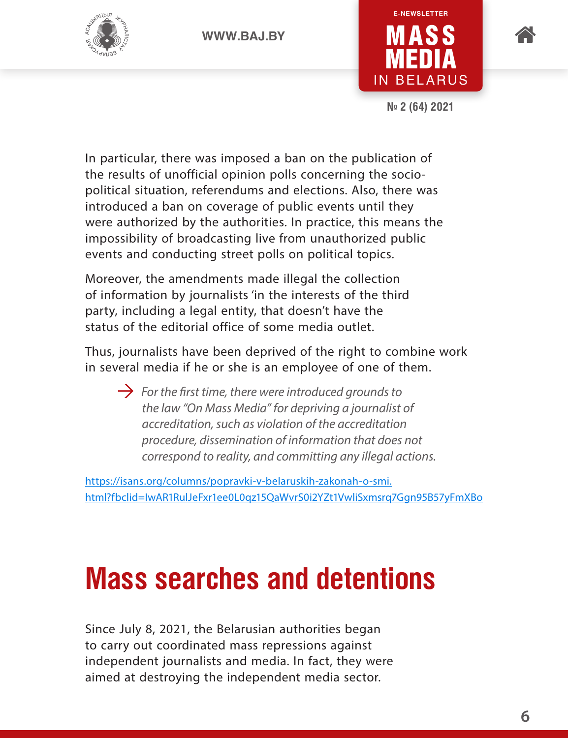In particular, there was imposed a ban on the publication of the results of unofficial opinion polls concerning the socio-political situation, referendums and elections. Also, there was introduced a ban on coverage of public events until they were authorized by the authorities. In practice, this means the impossibility of broadcasting live from unauthorized public events and conducting street polls on political topics.

Moreover, the amendments made illegal the collection of information by journalists 'in the interests of the third party, including a legal entity, that doesn't have the status of the editorial office of some media outlet.

Thus, journalists have been deprived of the right to combine work in several media if he or she is an employee of one of them.

→ *For the first time, there were introduced grounds to the law "On Mass Media" for depriving a journalist of accreditation, such as violation of the accreditation procedure, dissemination of information that does not correspond to reality, and committing any illegal actions.*

https://isans.org/columns/popravki-v-belaruskih-zakonah-o-smi.html?fbclid=IwAR1RulJeFxr1ee0L0qz15QaWvrS0i2YZt1VwliSxmsrq7Ggn95B57yFmXBo

# Mass searches and detentions

Since July 8, 2021, the Belarusian authorities began to carry out coordinated mass repressions against independent journalists and media. In fact, they were aimed at destroying the independent media sector.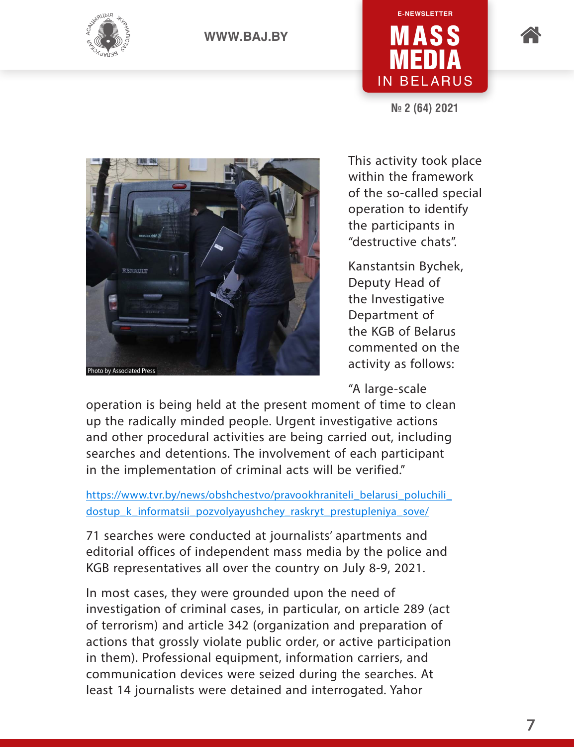This activity took place within the framework of the so-called special operation to identify the participants in "destructive chats".

Kanstantsin Bychek, Deputy Head of the Investigative Department of the KGB of Belarus commented on the activity as follows:

"A large-scale operation is being held at the present moment of time to clean up the radically minded people. Urgent investigative actions and other procedural activities are being carried out, including searches and detentions. The involvement of each participant in the implementation of criminal acts will be verified."

https://www.tvr.by/news/obshchestvo/pravookhraniteli_belarusi_poluchili_dostup_k_informatsii_pozvolyayushchey_raskryt_prestupleniya_sove/

71 searches were conducted at journalists' apartments and editorial offices of independent mass media by the police and KGB representatives all over the country on July 8-9, 2021.

In most cases, they were grounded upon the need of investigation of criminal cases, in particular, on article 289 (act of terrorism) and article 342 (organization and preparation of actions that grossly violate public order, or active participation in them). Professional equipment, information carriers, and communication devices were seized during the searches. At least 14 journalists were detained and interrogated. Yahor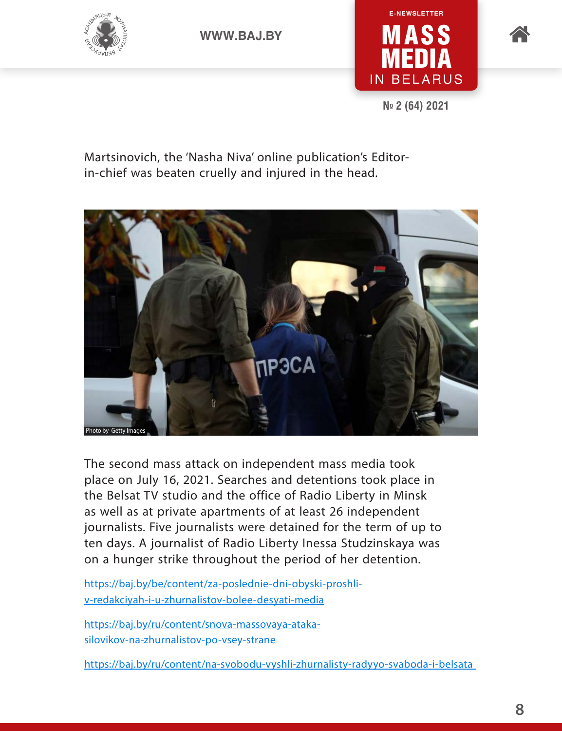Martsinovich, the 'Nasha Niva' online publication's Editor-in-chief was beaten cruelly and injured in the head.

Photo by Getty Images

The second mass attack on independent mass media took place on July 16, 2021. Searches and detentions took place in the Belsat TV studio and the office of Radio Liberty in Minsk as well as at private apartments of at least 26 independent journalists. Five journalists were detained for the term of up to ten days. A journalist of Radio Liberty Inessa Studzinskaya was on a hunger strike throughout the period of her detention.

https://baj.by/be/content/za-poslednie-dni-obyski-proshli-v-redakciyah-i-u-zhurnalistov-bolee-desyati-media

https://baj.by/ru/content/snova-massovaya-ataka-silovikov-na-zhurnalistov-po-vsey-strane

https://baj.by/ru/content/na-svobodu-vyshli-zhurnalisty-radyyo-svaboda-i-belsata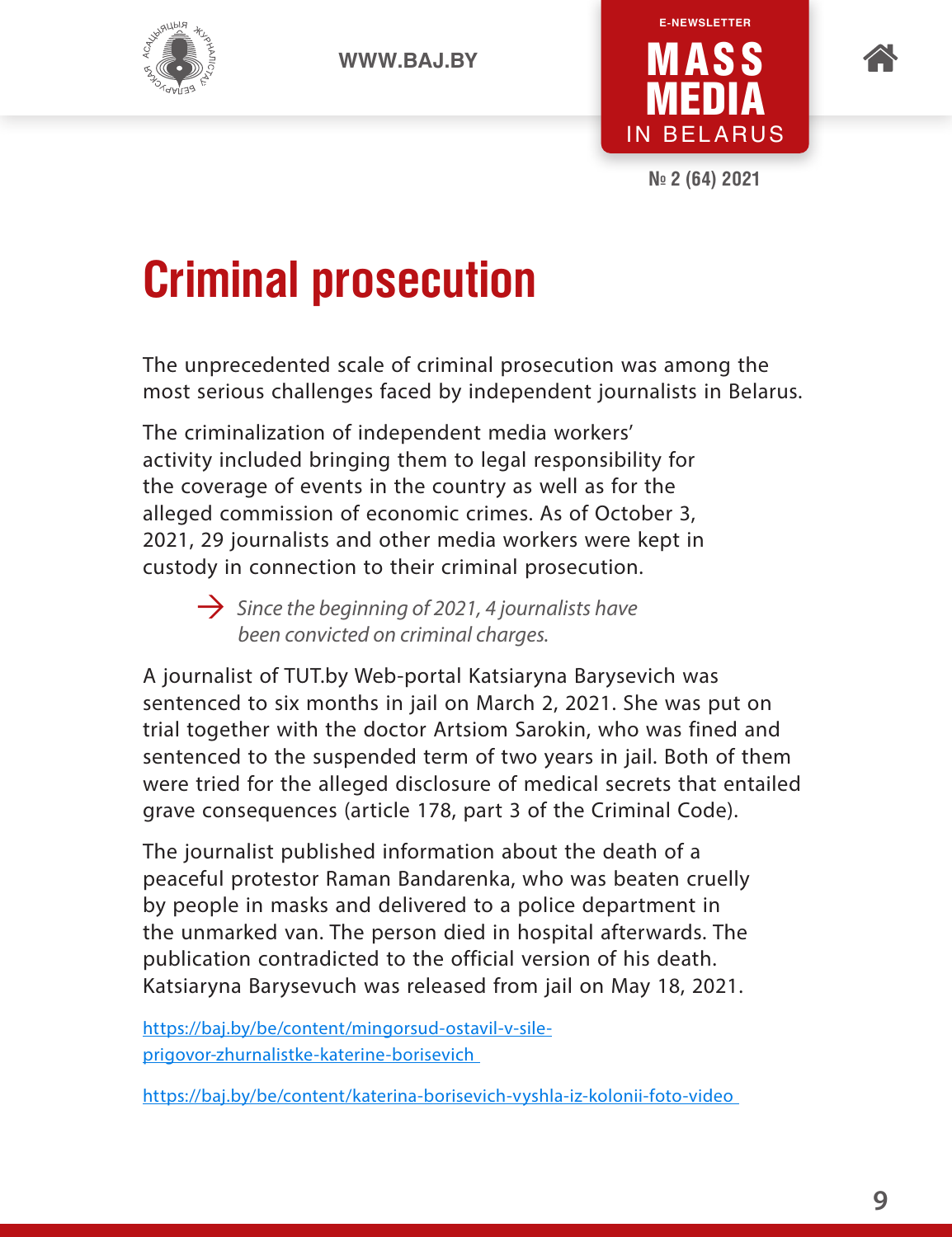# Criminal prosecution

The unprecedented scale of criminal prosecution was among the most serious challenges faced by independent journalists in Belarus.

The criminalization of independent media workers' activity included bringing them to legal responsibility for the coverage of events in the country as well as for the alleged commission of economic crimes. As of October 3, 2021, 29 journalists and other media workers were kept in custody in connection to their criminal prosecution.

→ *Since the beginning of 2021, 4 journalists have been convicted on criminal charges.*

A journalist of TUT.by Web-portal Katsiaryna Barysevich was sentenced to six months in jail on March 2, 2021. She was put on trial together with the doctor Artsiom Sarokin, who was fined and sentenced to the suspended term of two years in jail. Both of them were tried for the alleged disclosure of medical secrets that entailed grave consequences (article 178, part 3 of the Criminal Code).

The journalist published information about the death of a peaceful protestor Raman Bandarenka, who was beaten cruelly by people in masks and delivered to a police department in the unmarked van. The person died in hospital afterwards. The publication contradicted to the official version of his death. Katsiaryna Barysevuch was released from jail on May 18, 2021.

https://baj.by/be/content/mingorsud-ostavil-v-sile-prigovor-zhurnalistke-katerine-borisevich

https://baj.by/be/content/katerina-borisevich-vyshla-iz-kolonii-foto-video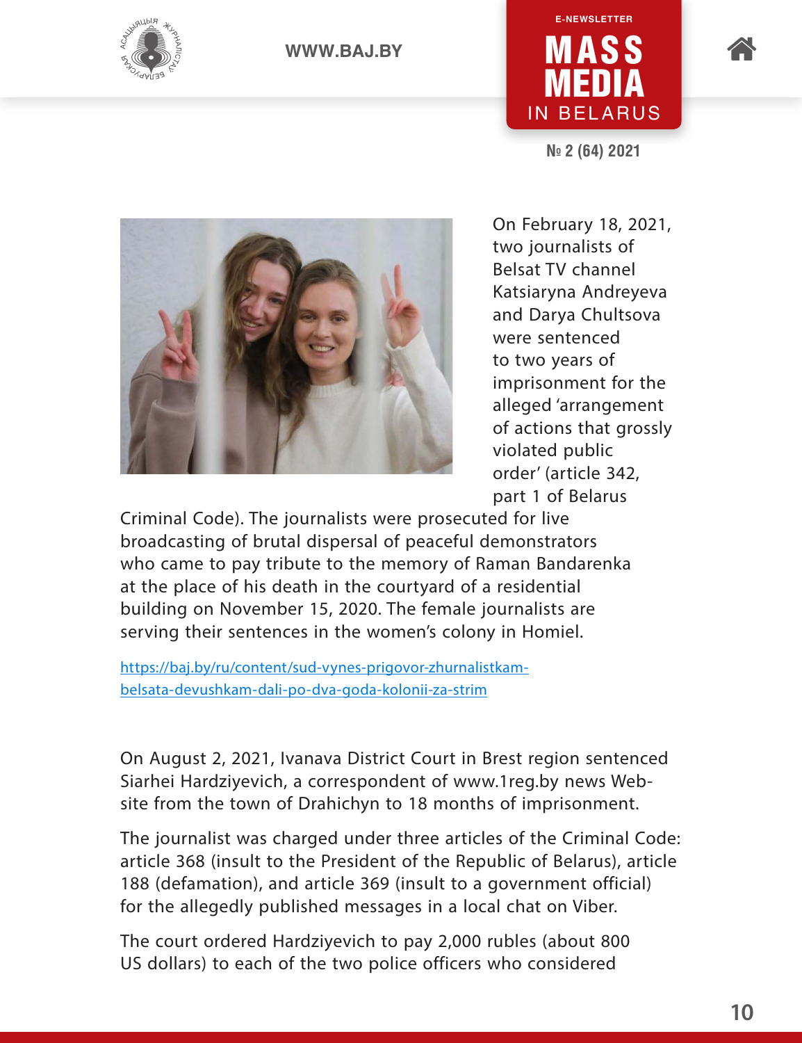On February 18, 2021, two journalists of Belsat TV channel Katsiaryna Andreyeva and Darya Chultsova were sentenced to two years of imprisonment for the alleged 'arrangement of actions that grossly violated public order' (article 342, part 1 of Belarus Criminal Code). The journalists were prosecuted for live broadcasting of brutal dispersal of peaceful demonstrators who came to pay tribute to the memory of Raman Bandarenka at the place of his death in the courtyard of a residential building on November 15, 2020. The female journalists are serving their sentences in the women's colony in Homiel.

[https://baj.by/ru/content/sud-vynes-prigovor-zhurnalistkam-belsata-devushkam-dali-po-dva-goda-kolonii-za-strim](https://baj.by/ru/content/sud-vynes-prigovor-zhurnalistkam-belsata-devushkam-dali-po-dva-goda-kolonii-za-strim)

On August 2, 2021, Ivanava District Court in Brest region sentenced Siarhei Hardziyevich, a correspondent of www.1reg.by news Website from the town of Drahichyn to 18 months of imprisonment.

The journalist was charged under three articles of the Criminal Code: article 368 (insult to the President of the Republic of Belarus), article 188 (defamation), and article 369 (insult to a government official) for the allegedly published messages in a local chat on Viber.

The court ordered Hardziyevich to pay 2,000 rubles (about 800 US dollars) to each of the two police officers who considered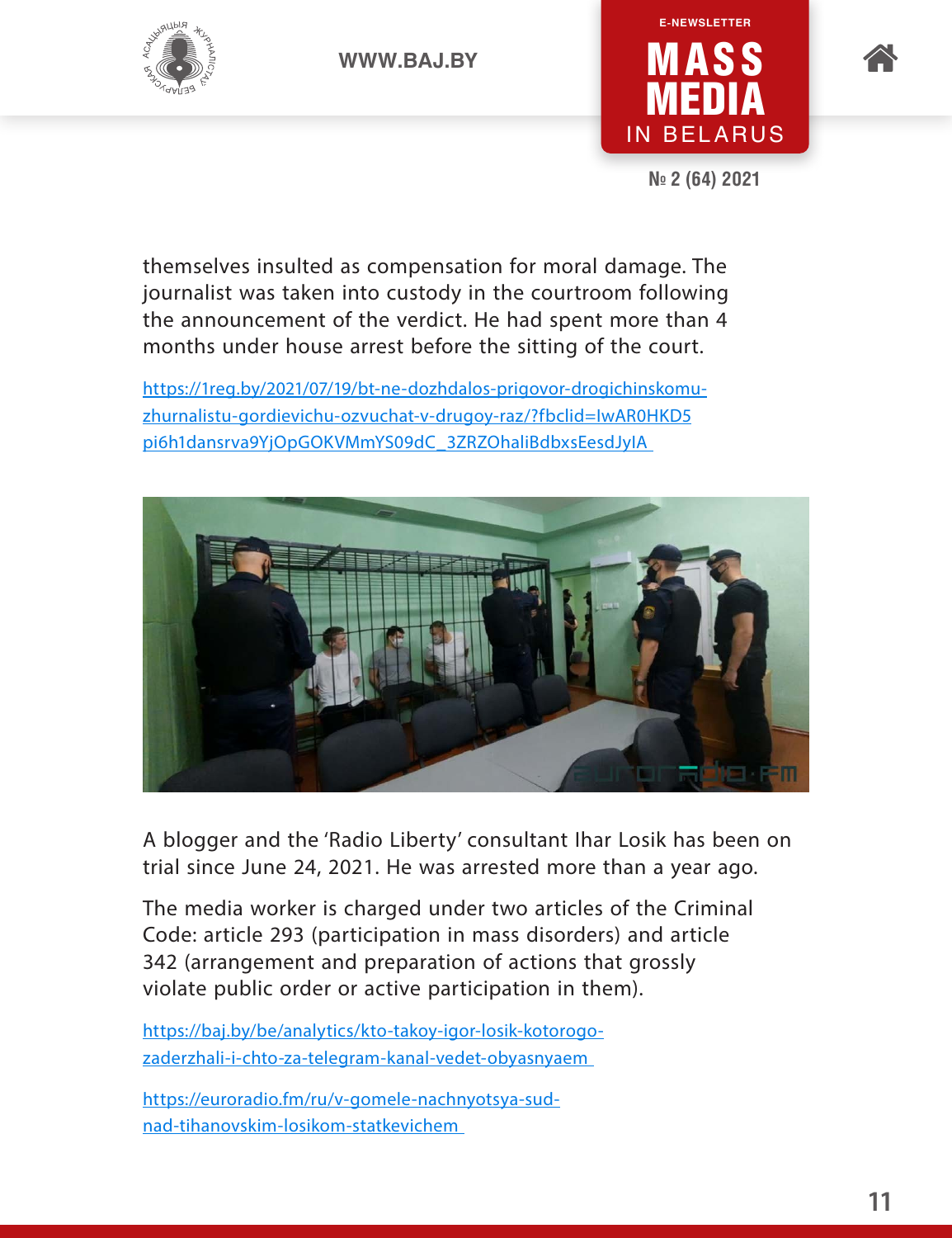themselves insulted as compensation for moral damage. The journalist was taken into custody in the courtroom following the announcement of the verdict. He had spent more than 4 months under house arrest before the sitting of the court.

https://1reg.by/2021/07/19/bt-ne-dozhdalos-prigovor-drogichinskomu-zhurnalistu-gordievichu-ozvuchat-v-drugoy-raz/?fbclid=IwAR0HKD5pi6h1dansrva9YjOpGOKVMmYS09dC_3ZRZOhaliBdbxsEesdJyIA

A blogger and the 'Radio Liberty' consultant Ihar Losik has been on trial since June 24, 2021. He was arrested more than a year ago.

The media worker is charged under two articles of the Criminal Code: article 293 (participation in mass disorders) and article 342 (arrangement and preparation of actions that grossly violate public order or active participation in them).

https://baj.by/be/analytics/kto-takoy-igor-losik-kotorogo-zaderzhali-i-chto-za-telegram-kanal-vedet-obyasnyaem

https://euroradio.fm/ru/v-gomele-nachnyotsya-sud-nad-tihanovskim-losikom-statkevichem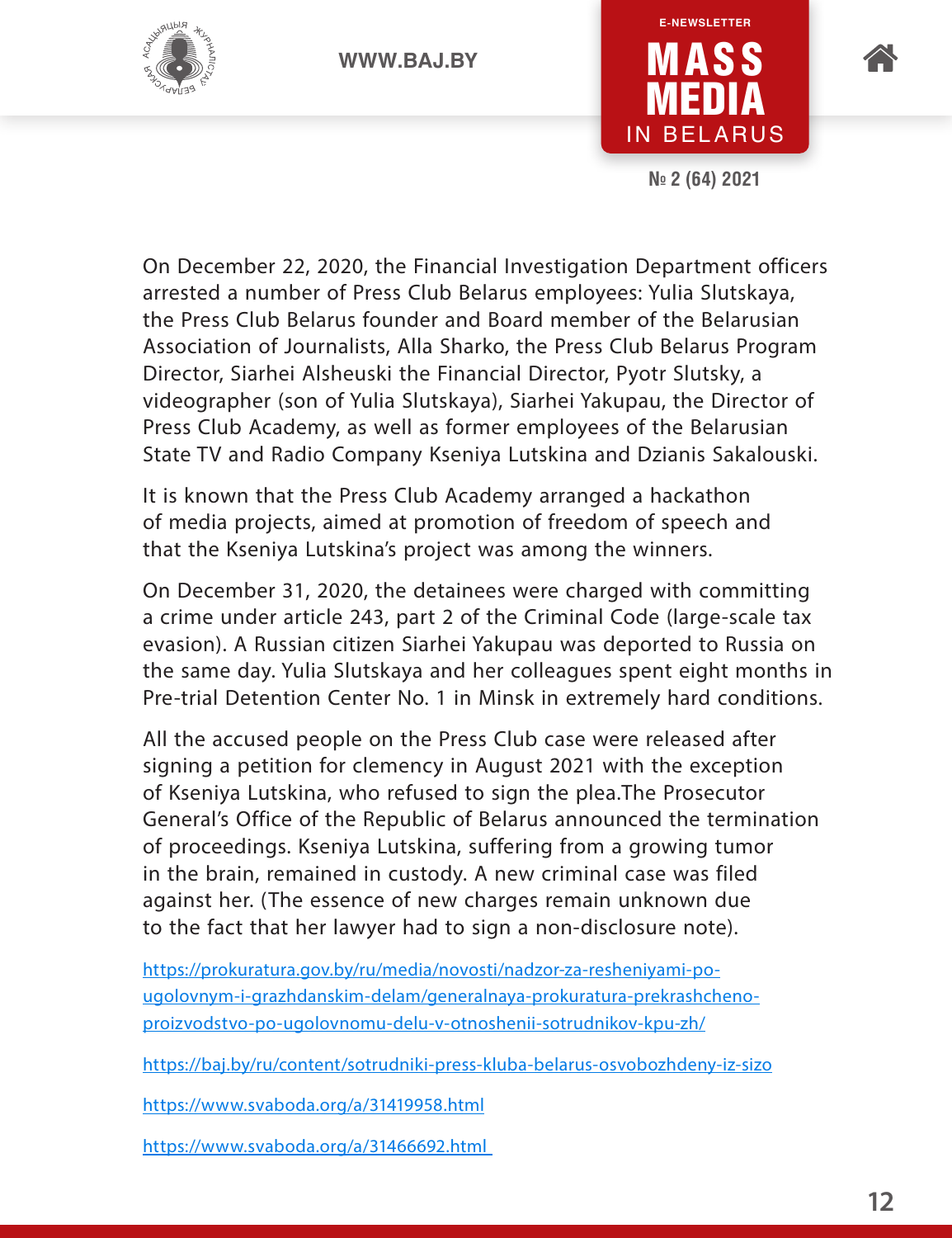On December 22, 2020, the Financial Investigation Department officers arrested a number of Press Club Belarus employees: Yulia Slutskaya, the Press Club Belarus founder and Board member of the Belarusian Association of Journalists, Alla Sharko, the Press Club Belarus Program Director, Siarhei Alsheuski the Financial Director, Pyotr Slutsky, a videographer (son of Yulia Slutskaya), Siarhei Yakupau, the Director of Press Club Academy, as well as former employees of the Belarusian State TV and Radio Company Kseniya Lutskina and Dzianis Sakalouski.

It is known that the Press Club Academy arranged a hackathon of media projects, aimed at promotion of freedom of speech and that the Kseniya Lutskina's project was among the winners.

On December 31, 2020, the detainees were charged with committing a crime under article 243, part 2 of the Criminal Code (large-scale tax evasion). A Russian citizen Siarhei Yakupau was deported to Russia on the same day. Yulia Slutskaya and her colleagues spent eight months in Pre-trial Detention Center No. 1 in Minsk in extremely hard conditions.

All the accused people on the Press Club case were released after signing a petition for clemency in August 2021 with the exception of Kseniya Lutskina, who refused to sign the plea.The Prosecutor General's Office of the Republic of Belarus announced the termination of proceedings. Kseniya Lutskina, suffering from a growing tumor in the brain, remained in custody. A new criminal case was filed against her. (The essence of new charges remain unknown due to the fact that her lawyer had to sign a non-disclosure note).

https://prokuratura.gov.by/ru/media/novosti/nadzor-za-resheniyami-po-ugolovnym-i-grazhdanskim-delam/generalnaya-prokuratura-prekrashcheno-proizvodstvo-po-ugolovnomu-delu-v-otnoshenii-sotrudnikov-kpu-zh/

https://baj.by/ru/content/sotrudniki-press-kluba-belarus-osvobozhdeny-iz-sizo

https://www.svaboda.org/a/31419958.html

https://www.svaboda.org/a/31466692.html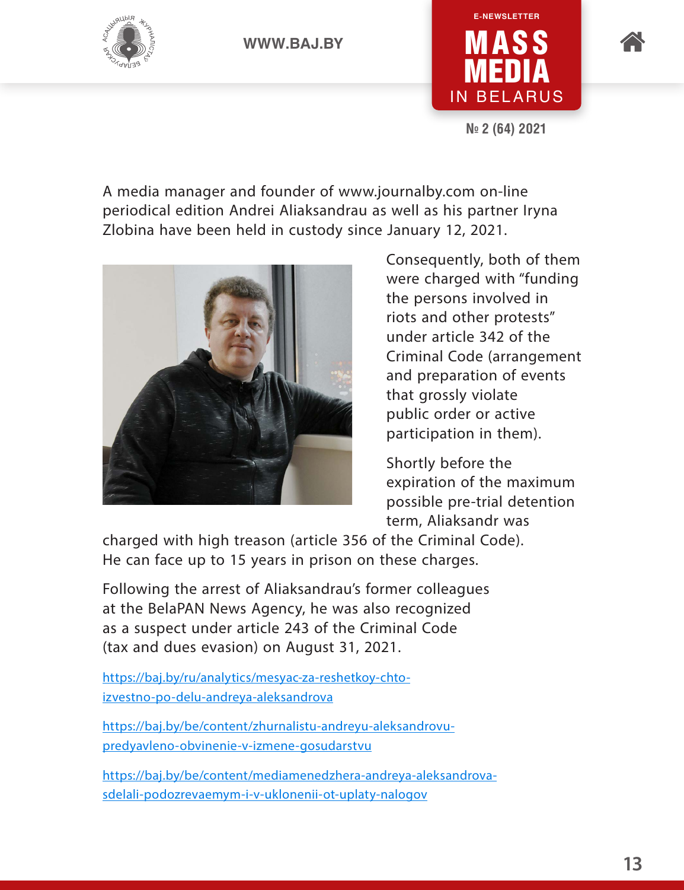A media manager and founder of www.journalby.com on-line periodical edition Andrei Aliaksandrau as well as his partner Iryna Zlobina have been held in custody since January 12, 2021.

Consequently, both of them were charged with "funding the persons involved in riots and other protests" under article 342 of the Criminal Code (arrangement and preparation of events that grossly violate public order or active participation in them).

Shortly before the expiration of the maximum possible pre-trial detention term, Aliaksandr was charged with high treason (article 356 of the Criminal Code). He can face up to 15 years in prison on these charges.

Following the arrest of Aliaksandrau's former colleagues at the BelaPAN News Agency, he was also recognized as a suspect under article 243 of the Criminal Code (tax and dues evasion) on August 31, 2021.

https://baj.by/ru/analytics/mesyac-za-reshetkoy-chto-izvestno-po-delu-andreya-aleksandrova

https://baj.by/be/content/zhurnalistu-andreyu-aleksandrovu-predyavleno-obvinenie-v-izmene-gosudarstvu

https://baj.by/be/content/mediamenedzhera-andreya-aleksandrova-sdelali-podozrevaemym-i-v-uklonenii-ot-uplaty-nalogov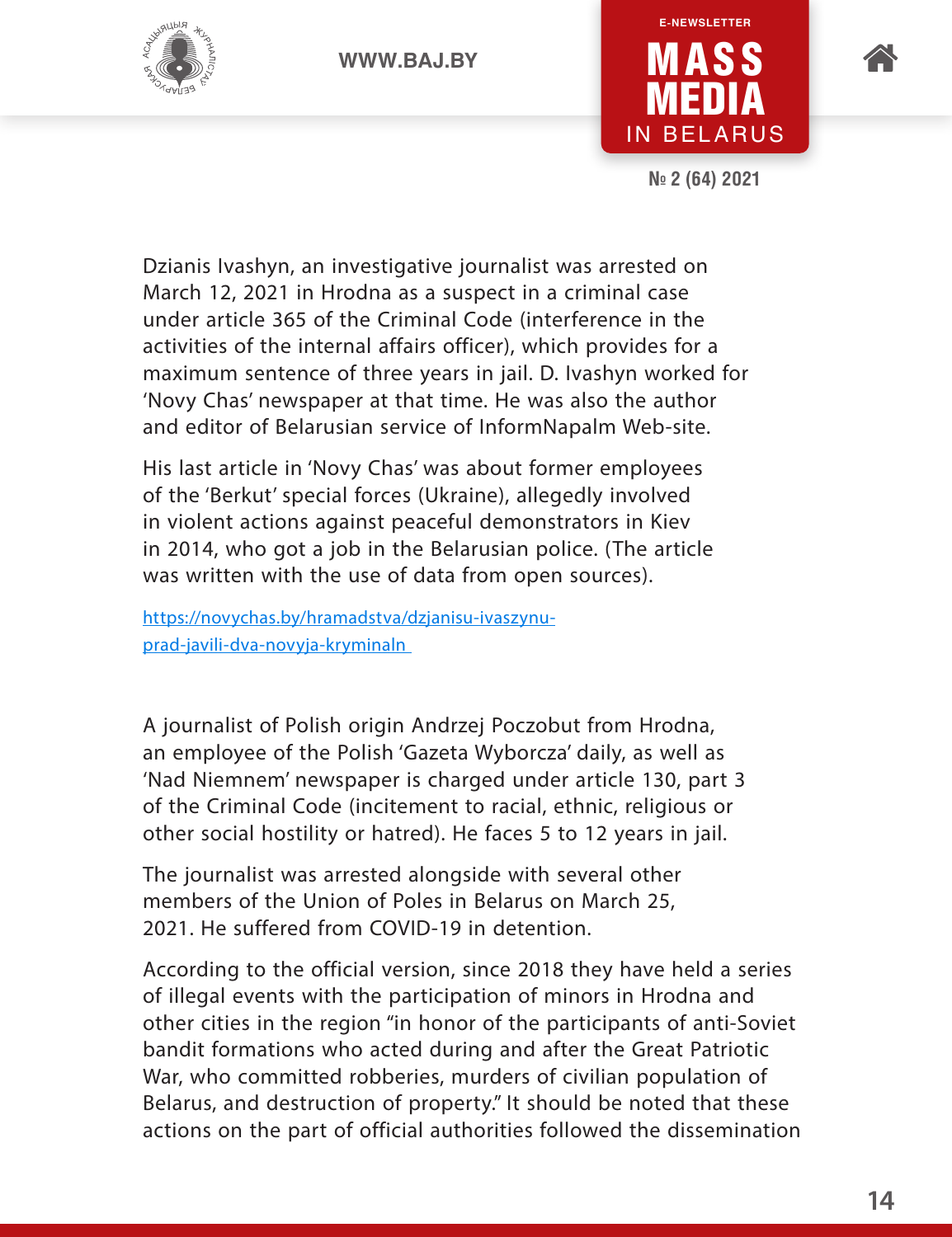Dzianis Ivashyn, an investigative journalist was arrested on March 12, 2021 in Hrodna as a suspect in a criminal case under article 365 of the Criminal Code (interference in the activities of the internal affairs officer), which provides for a maximum sentence of three years in jail. D. Ivashyn worked for 'Novy Chas' newspaper at that time. He was also the author and editor of Belarusian service of InformNapalm Web-site.

His last article in 'Novy Chas' was about former employees of the 'Berkut' special forces (Ukraine), allegedly involved in violent actions against peaceful demonstrators in Kiev in 2014, who got a job in the Belarusian police. (The article was written with the use of data from open sources).

[https://novychas.by/hramadstva/dzjanisu-ivaszynu-prad-javili-dva-novyja-kryminaln](https://novychas.by/hramadstva/dzjanisu-ivaszynu-prad-javili-dva-novyja-kryminaln)

A journalist of Polish origin Andrzej Poczobut from Hrodna, an employee of the Polish 'Gazeta Wyborcza' daily, as well as 'Nad Niemnem' newspaper is charged under article 130, part 3 of the Criminal Code (incitement to racial, ethnic, religious or other social hostility or hatred). He faces 5 to 12 years in jail.

The journalist was arrested alongside with several other members of the Union of Poles in Belarus on March 25, 2021. He suffered from COVID-19 in detention.

According to the official version, since 2018 they have held a series of illegal events with the participation of minors in Hrodna and other cities in the region "in honor of the participants of anti-Soviet bandit formations who acted during and after the Great Patriotic War, who committed robberies, murders of civilian population of Belarus, and destruction of property." It should be noted that these actions on the part of official authorities followed the dissemination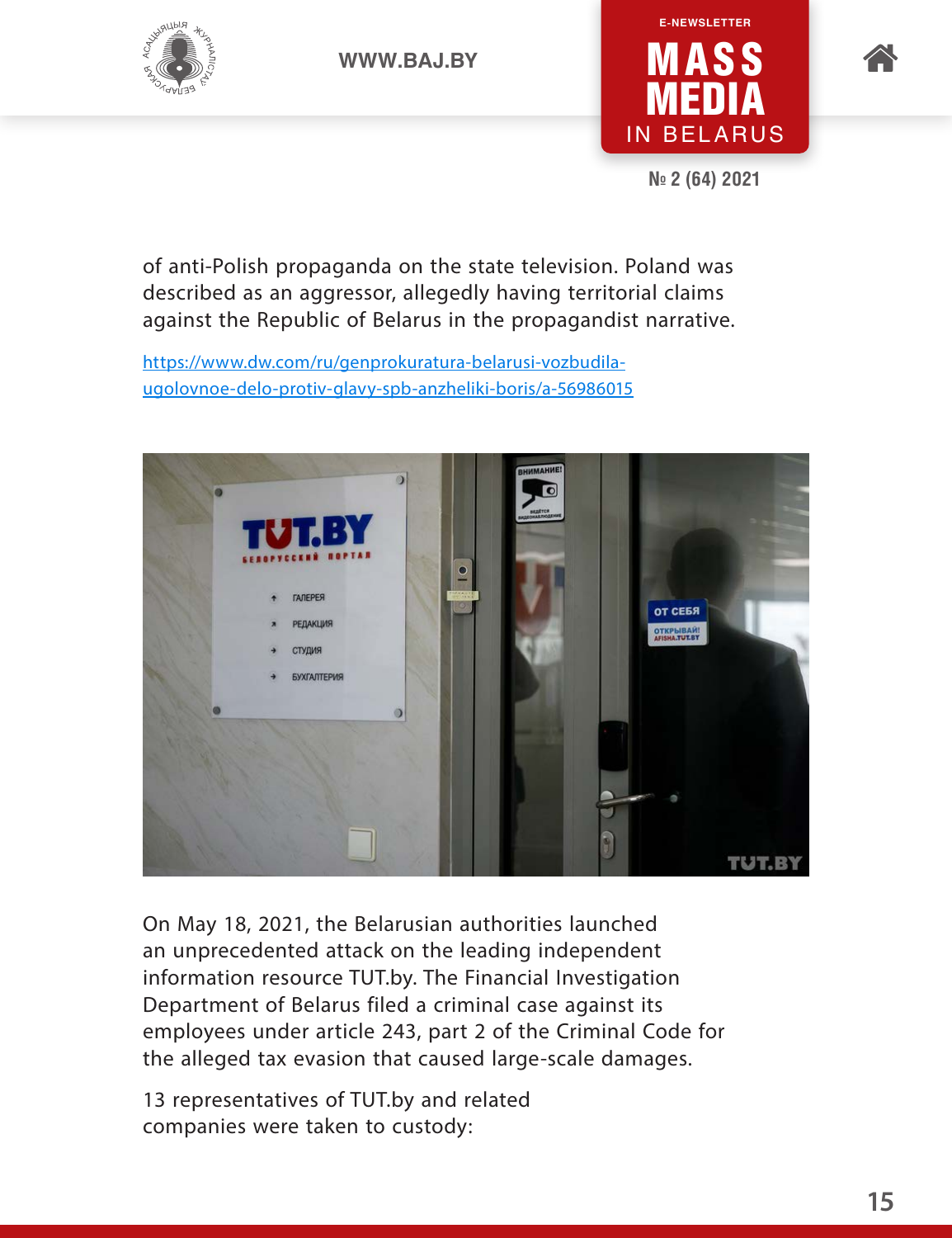of anti-Polish propaganda on the state television. Poland was described as an aggressor, allegedly having territorial claims against the Republic of Belarus in the propagandist narrative.

[https://www.dw.com/ru/genprokuratura-belarusi-vozbudila-ugolovnoe-delo-protiv-glavy-spb-anzheliki-boris/a-56986015](https://www.dw.com/ru/genprokuratura-belarusi-vozbudila-ugolovnoe-delo-protiv-glavy-spb-anzheliki-boris/a-56986015)

On May 18, 2021, the Belarusian authorities launched an unprecedented attack on the leading independent information resource TUT.by. The Financial Investigation Department of Belarus filed a criminal case against its employees under article 243, part 2 of the Criminal Code for the alleged tax evasion that caused large-scale damages.

13 representatives of TUT.by and related companies were taken to custody: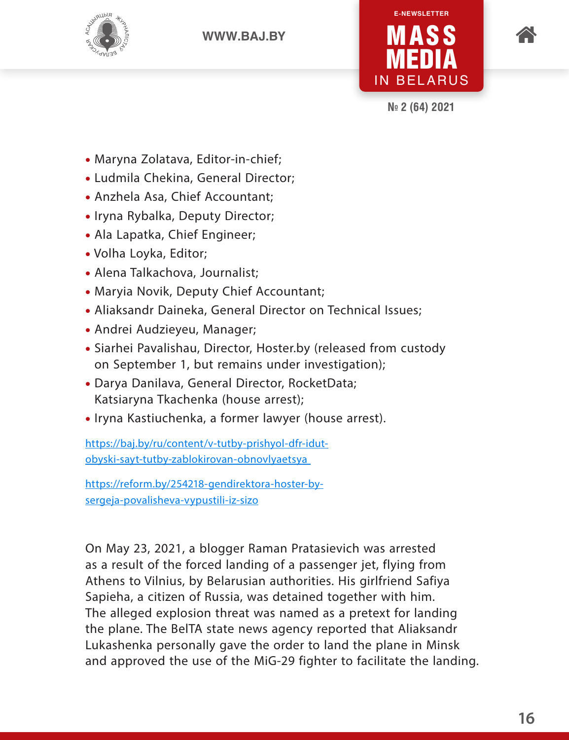- Maryna Zolatava, Editor-in-chief;
- Ludmila Chekina, General Director;
- Anzhela Asa, Chief Accountant;
- Iryna Rybalka, Deputy Director;
- Ala Lapatka, Chief Engineer;
- Volha Loyka, Editor;
- Alena Talkachova, Journalist;
- Maryia Novik, Deputy Chief Accountant;
- Aliaksandr Daineka, General Director on Technical Issues;
- Andrei Audzieyeu, Manager;
- Siarhei Pavalishau, Director, Hoster.by (released from custody on September 1, but remains under investigation);
- Darya Danilava, General Director, RocketData; Katsiaryna Tkachenka (house arrest);
- Iryna Kastiuchenka, a former lawyer (house arrest).

https://baj.by/ru/content/v-tutby-prishyol-dfr-idut-obyski-sayt-tutby-zablokirovan-obnovlyaetsya

https://reform.by/254218-gendirektora-hoster-by-sergeja-povalisheva-vypustili-iz-sizo

On May 23, 2021, a blogger Raman Pratasievich was arrested as a result of the forced landing of a passenger jet, flying from Athens to Vilnius, by Belarusian authorities. His girlfriend Safiya Sapieha, a citizen of Russia, was detained together with him. The alleged explosion threat was named as a pretext for landing the plane. The BelTA state news agency reported that Aliaksandr Lukashenka personally gave the order to land the plane in Minsk and approved the use of the MiG-29 fighter to facilitate the landing.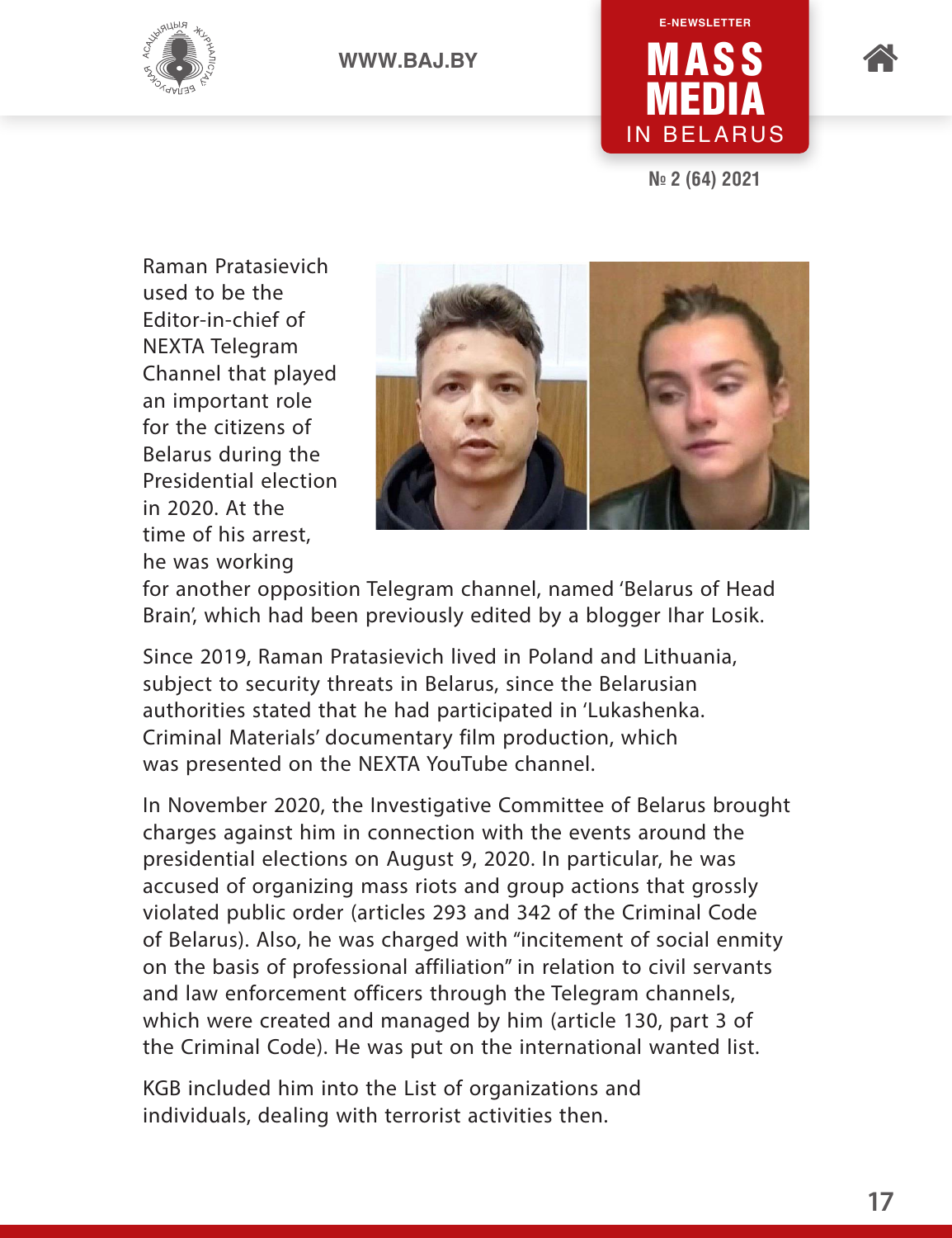Raman Pratasievich used to be the Editor-in-chief of NEXTA Telegram Channel that played an important role for the citizens of Belarus during the Presidential election in 2020. At the time of his arrest, he was working for another opposition Telegram channel, named 'Belarus of Head Brain', which had been previously edited by a blogger Ihar Losik.

Since 2019, Raman Pratasievich lived in Poland and Lithuania, subject to security threats in Belarus, since the Belarusian authorities stated that he had participated in 'Lukashenka. Criminal Materials' documentary film production, which was presented on the NEXTA YouTube channel.

In November 2020, the Investigative Committee of Belarus brought charges against him in connection with the events around the presidential elections on August 9, 2020. In particular, he was accused of organizing mass riots and group actions that grossly violated public order (articles 293 and 342 of the Criminal Code of Belarus). Also, he was charged with "incitement of social enmity on the basis of professional affiliation" in relation to civil servants and law enforcement officers through the Telegram channels, which were created and managed by him (article 130, part 3 of the Criminal Code). He was put on the international wanted list.

KGB included him into the List of organizations and individuals, dealing with terrorist activities then.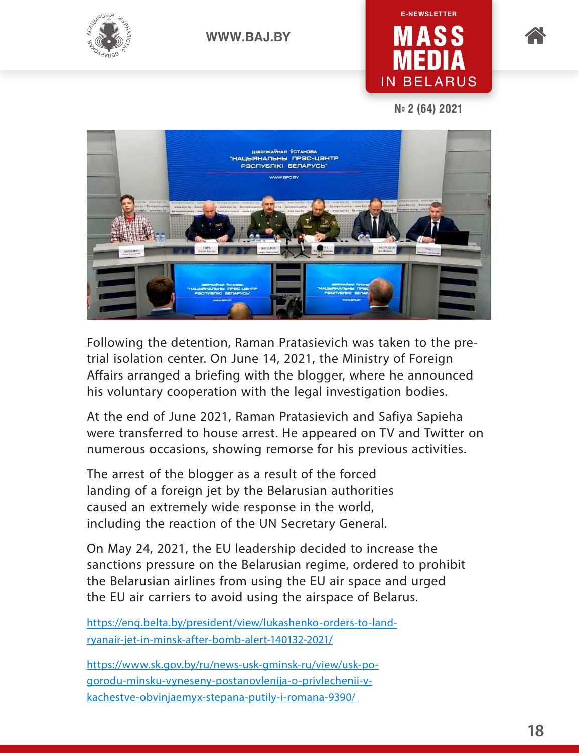Following the detention, Raman Pratasievich was taken to the pre-trial isolation center. On June 14, 2021, the Ministry of Foreign Affairs arranged a briefing with the blogger, where he announced his voluntary cooperation with the legal investigation bodies.

At the end of June 2021, Raman Pratasievich and Safiya Sapieha were transferred to house arrest. He appeared on TV and Twitter on numerous occasions, showing remorse for his previous activities.

The arrest of the blogger as a result of the forced landing of a foreign jet by the Belarusian authorities caused an extremely wide response in the world, including the reaction of the UN Secretary General.

On May 24, 2021, the EU leadership decided to increase the sanctions pressure on the Belarusian regime, ordered to prohibit the Belarusian airlines from using the EU air space and urged the EU air carriers to avoid using the airspace of Belarus.

https://eng.belta.by/president/view/lukashenko-orders-to-land-ryanair-jet-in-minsk-after-bomb-alert-140132-2021/

https://www.sk.gov.by/ru/news-usk-gminsk-ru/view/usk-po-gorodu-minsku-vyneseny-postanovlenija-o-privlechenii-v-kachestve-obvinjaemyx-stepana-putily-i-romana-9390/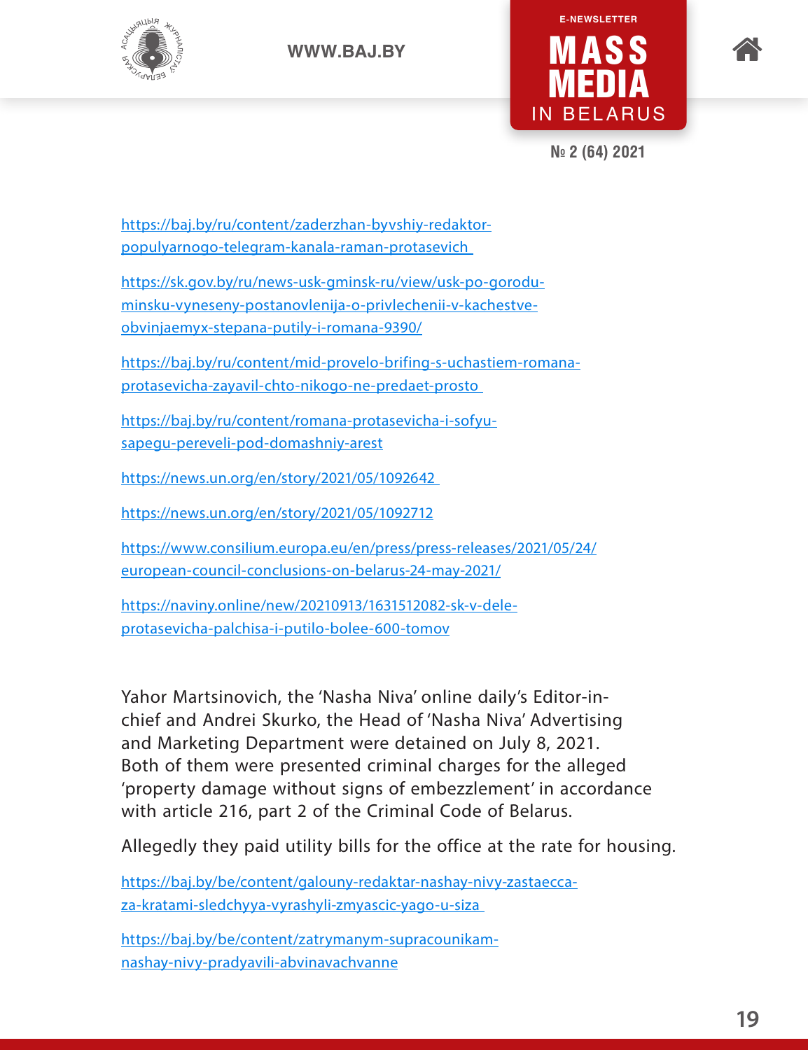https://baj.by/ru/content/zaderzhan-byvshiy-redaktor-populyarnogo-telegram-kanala-raman-protasevich

https://sk.gov.by/ru/news-usk-gminsk-ru/view/usk-po-gorodu-minsku-vyneseny-postanovlenija-o-privlechenii-v-kachestve-obvinjaemyx-stepana-putily-i-romana-9390/

https://baj.by/ru/content/mid-provelo-brifing-s-uchastiem-romana-protasevicha-zayavil-chto-nikogo-ne-predaet-prosto

https://baj.by/ru/content/romana-protasevicha-i-sofyu-sapegu-pereveli-pod-domashniy-arest

https://news.un.org/en/story/2021/05/1092642

https://news.un.org/en/story/2021/05/1092712

https://www.consilium.europa.eu/en/press/press-releases/2021/05/24/european-council-conclusions-on-belarus-24-may-2021/

https://naviny.online/new/20210913/1631512082-sk-v-dele-protasevicha-palchisa-i-putilo-bolee-600-tomov

Yahor Martsinovich, the 'Nasha Niva' online daily's Editor-in-chief and Andrei Skurko, the Head of 'Nasha Niva' Advertising and Marketing Department were detained on July 8, 2021. Both of them were presented criminal charges for the alleged 'property damage without signs of embezzlement' in accordance with article 216, part 2 of the Criminal Code of Belarus.

Allegedly they paid utility bills for the office at the rate for housing.

https://baj.by/be/content/galouny-redaktar-nashay-nivy-zastaecca-za-kratami-sledchyya-vyrashyli-zmyascic-yago-u-siza

https://baj.by/be/content/zatrymanym-supracounikam-nashay-nivy-pradyavili-abvinavachvanne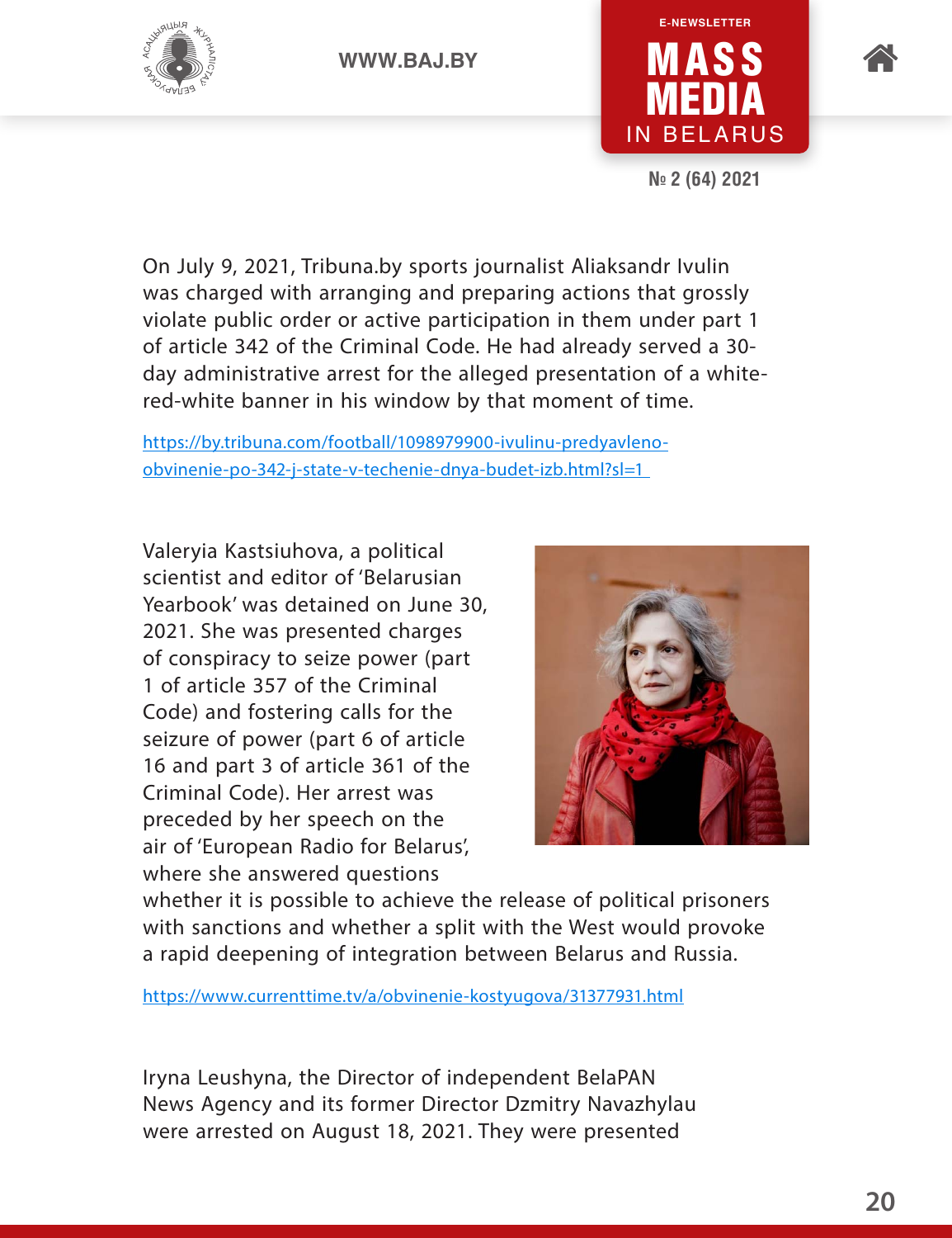On July 9, 2021, Tribuna.by sports journalist Aliaksandr Ivulin was charged with arranging and preparing actions that grossly violate public order or active participation in them under part 1 of article 342 of the Criminal Code. He had already served a 30-day administrative arrest for the alleged presentation of a white-red-white banner in his window by that moment of time.

https://by.tribuna.com/football/1098979900-ivulinu-predyavleno-obvinenie-po-342-j-state-v-techenie-dnya-budet-izb.html?sl=1

Valeryia Kastsiuhova, a political scientist and editor of 'Belarusian Yearbook' was detained on June 30, 2021. She was presented charges of conspiracy to seize power (part 1 of article 357 of the Criminal Code) and fostering calls for the seizure of power (part 6 of article 16 and part 3 of article 361 of the Criminal Code). Her arrest was preceded by her speech on the air of 'European Radio for Belarus', where she answered questions whether it is possible to achieve the release of political prisoners with sanctions and whether a split with the West would provoke a rapid deepening of integration between Belarus and Russia.

https://www.currenttime.tv/a/obvinenie-kostyugova/31377931.html

Iryna Leushyna, the Director of independent BelaPAN News Agency and its former Director Dzmitry Navazhylau were arrested on August 18, 2021. They were presented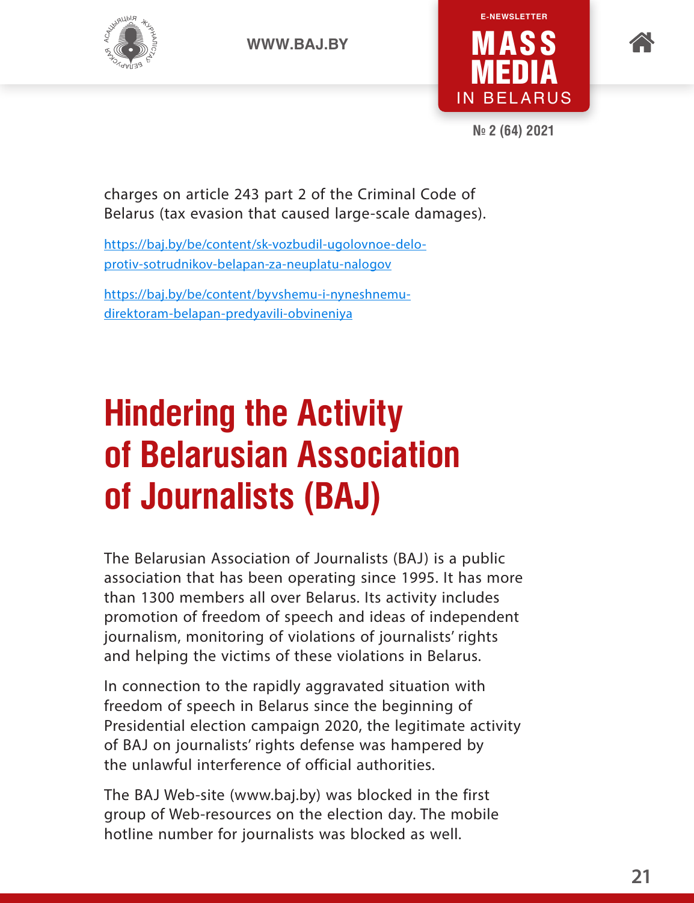charges on article 243 part 2 of the Criminal Code of Belarus (tax evasion that caused large-scale damages).

https://baj.by/be/content/sk-vozbudil-ugolovnoe-delo-protiv-sotrudnikov-belapan-za-neuplatu-nalogov

https://baj.by/be/content/byvshemu-i-nyneshnemu-direktoram-belapan-predyavili-obvineniya

# Hindering the Activity of Belarusian Association of Journalists (BAJ)

The Belarusian Association of Journalists (BAJ) is a public association that has been operating since 1995. It has more than 1300 members all over Belarus. Its activity includes promotion of freedom of speech and ideas of independent journalism, monitoring of violations of journalists' rights and helping the victims of these violations in Belarus.

In connection to the rapidly aggravated situation with freedom of speech in Belarus since the beginning of Presidential election campaign 2020, the legitimate activity of BAJ on journalists' rights defense was hampered by the unlawful interference of official authorities.

The BAJ Web-site (www.baj.by) was blocked in the first group of Web-resources on the election day. The mobile hotline number for journalists was blocked as well.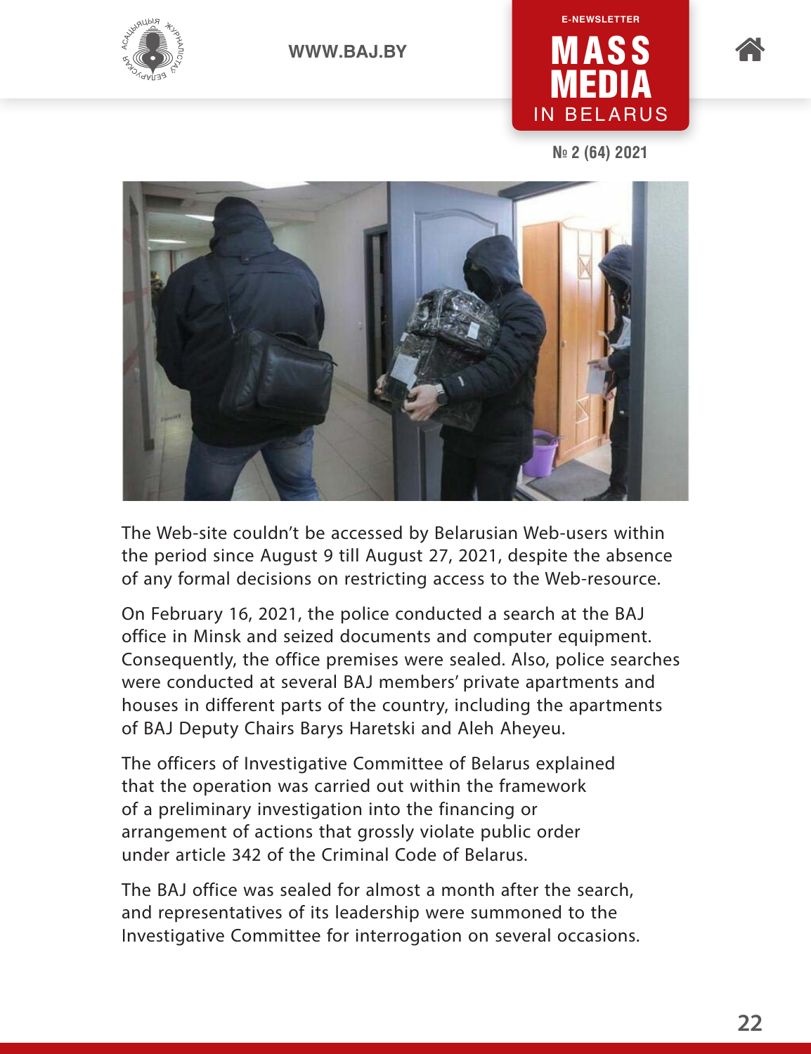The Web-site couldn't be accessed by Belarusian Web-users within the period since August 9 till August 27, 2021, despite the absence of any formal decisions on restricting access to the Web-resource.

On February 16, 2021, the police conducted a search at the BAJ office in Minsk and seized documents and computer equipment. Consequently, the office premises were sealed. Also, police searches were conducted at several BAJ members' private apartments and houses in different parts of the country, including the apartments of BAJ Deputy Chairs Barys Haretski and Aleh Aheyeu.

The officers of Investigative Committee of Belarus explained that the operation was carried out within the framework of a preliminary investigation into the financing or arrangement of actions that grossly violate public order under article 342 of the Criminal Code of Belarus.

The BAJ office was sealed for almost a month after the search, and representatives of its leadership were summoned to the Investigative Committee for interrogation on several occasions.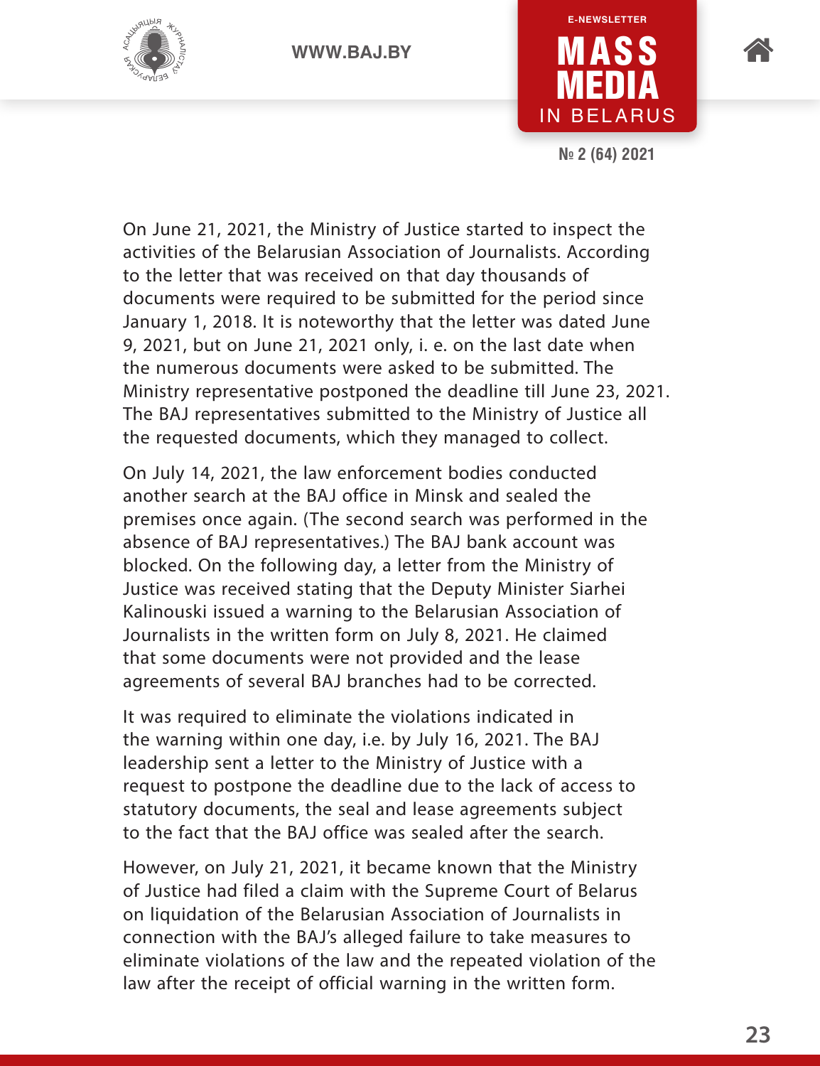On June 21, 2021, the Ministry of Justice started to inspect the activities of the Belarusian Association of Journalists. According to the letter that was received on that day thousands of documents were required to be submitted for the period since January 1, 2018. It is noteworthy that the letter was dated June 9, 2021, but on June 21, 2021 only, i. e. on the last date when the numerous documents were asked to be submitted. The Ministry representative postponed the deadline till June 23, 2021. The BAJ representatives submitted to the Ministry of Justice all the requested documents, which they managed to collect.

On July 14, 2021, the law enforcement bodies conducted another search at the BAJ office in Minsk and sealed the premises once again. (The second search was performed in the absence of BAJ representatives.) The BAJ bank account was blocked. On the following day, a letter from the Ministry of Justice was received stating that the Deputy Minister Siarhei Kalinouski issued a warning to the Belarusian Association of Journalists in the written form on July 8, 2021. He claimed that some documents were not provided and the lease agreements of several BAJ branches had to be corrected.

It was required to eliminate the violations indicated in the warning within one day, i.e. by July 16, 2021. The BAJ leadership sent a letter to the Ministry of Justice with a request to postpone the deadline due to the lack of access to statutory documents, the seal and lease agreements subject to the fact that the BAJ office was sealed after the search.

However, on July 21, 2021, it became known that the Ministry of Justice had filed a claim with the Supreme Court of Belarus on liquidation of the Belarusian Association of Journalists in connection with the BAJ's alleged failure to take measures to eliminate violations of the law and the repeated violation of the law after the receipt of official warning in the written form.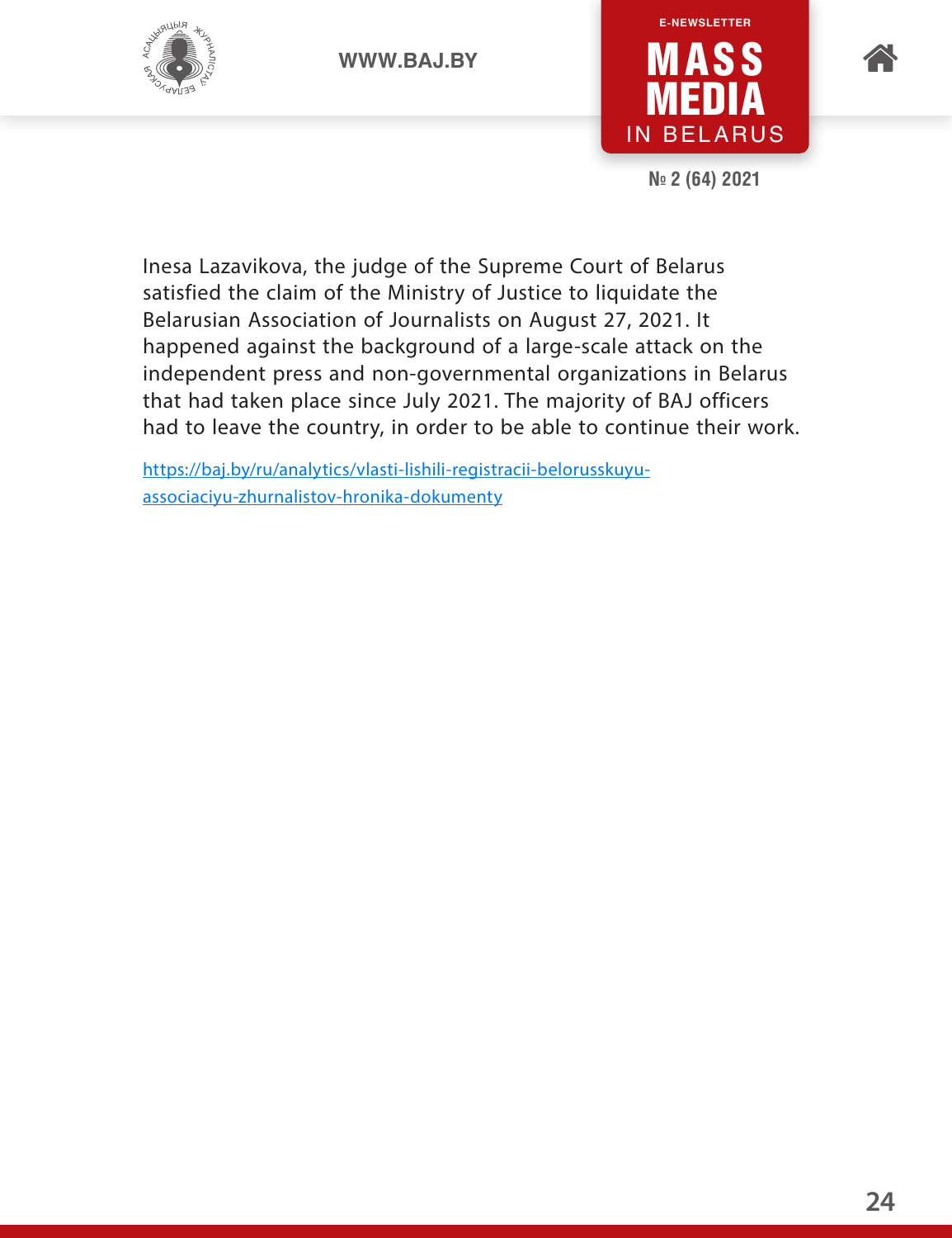Inesa Lazavikova, the judge of the Supreme Court of Belarus satisfied the claim of the Ministry of Justice to liquidate the Belarusian Association of Journalists on August 27, 2021. It happened against the background of a large-scale attack on the independent press and non-governmental organizations in Belarus that had taken place since July 2021. The majority of BAJ officers had to leave the country, in order to be able to continue their work.

[https://baj.by/ru/analytics/vlasti-lishili-registracii-belorusskuyu-associaciyu-zhurnalistov-hronika-dokumenty](https://baj.by/ru/analytics/vlasti-lishili-registracii-belorusskuyu-associaciyu-zhurnalistov-hronika-dokumenty)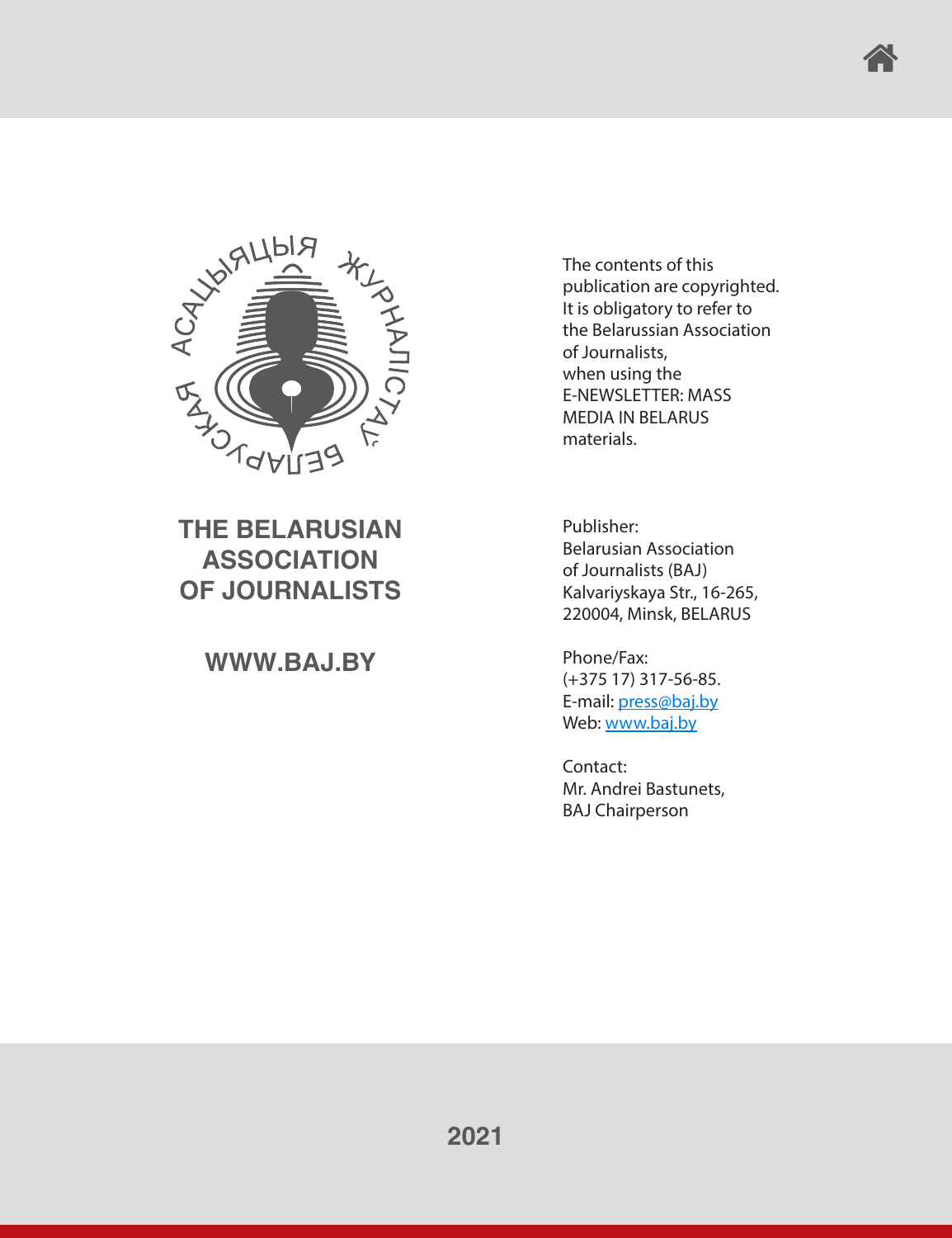АСАЦЫЯЦЫЯ ЖУРНАЛІСТАЎ БЕЛАРУСКАЯ

**THE BELARUSIAN ASSOCIATION OF JOURNALISTS**

**WWW.BAJ.BY**

The contents of this publication are copyrighted. It is obligatory to refer to the Belarussian Association of Journalists, when using the E-NEWSLETTER: MASS MEDIA IN BELARUS materials.

Publisher:
Belarusian Association of Journalists (BAJ)
Kalvariyskaya Str., 16-265,
220004, Minsk, BELARUS

Phone/Fax:
(+375 17) 317-56-85.
E-mail: press@baj.by
Web: www.baj.by

Contact:
Mr. Andrei Bastunets,
BAJ Chairperson

**2021**